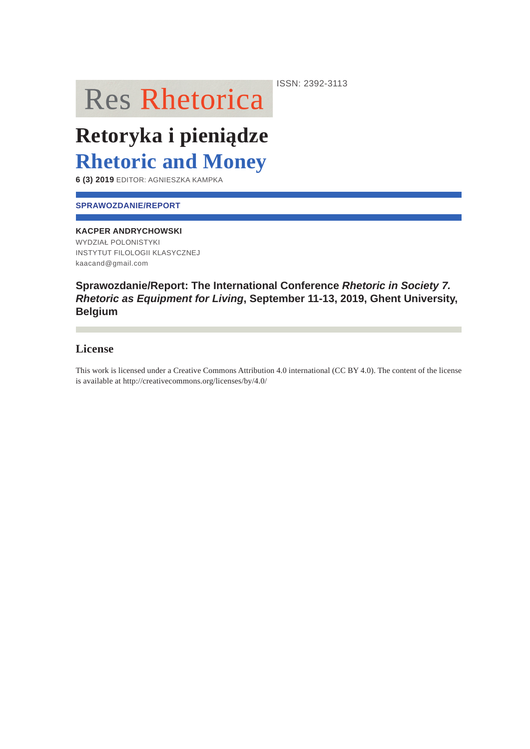Res Rhetorica

ISSN: 2392-3113

# Retoryka i pieniądze

# Rhetoric and Money

**6 (3) 2019** EDITOR: AGNIESZKA KAMPKA

**SPRAWOZDANIE/REPORT**

**KACPER ANDRYCHOWSKI**
WYDZIAŁ POLONISTYKI
INSTYTUT FILOLOGII KLASYCZNEJ
kaacand@gmail.com

## Sprawozdanie/Report: The International Conference *Rhetoric in Society 7. Rhetoric as Equipment for Living*, September 11-13, 2019, Ghent University, Belgium

## License

This work is licensed under a Creative Commons Attribution 4.0 international (CC BY 4.0). The content of the license is available at http://creativecommons.org/licenses/by/4.0/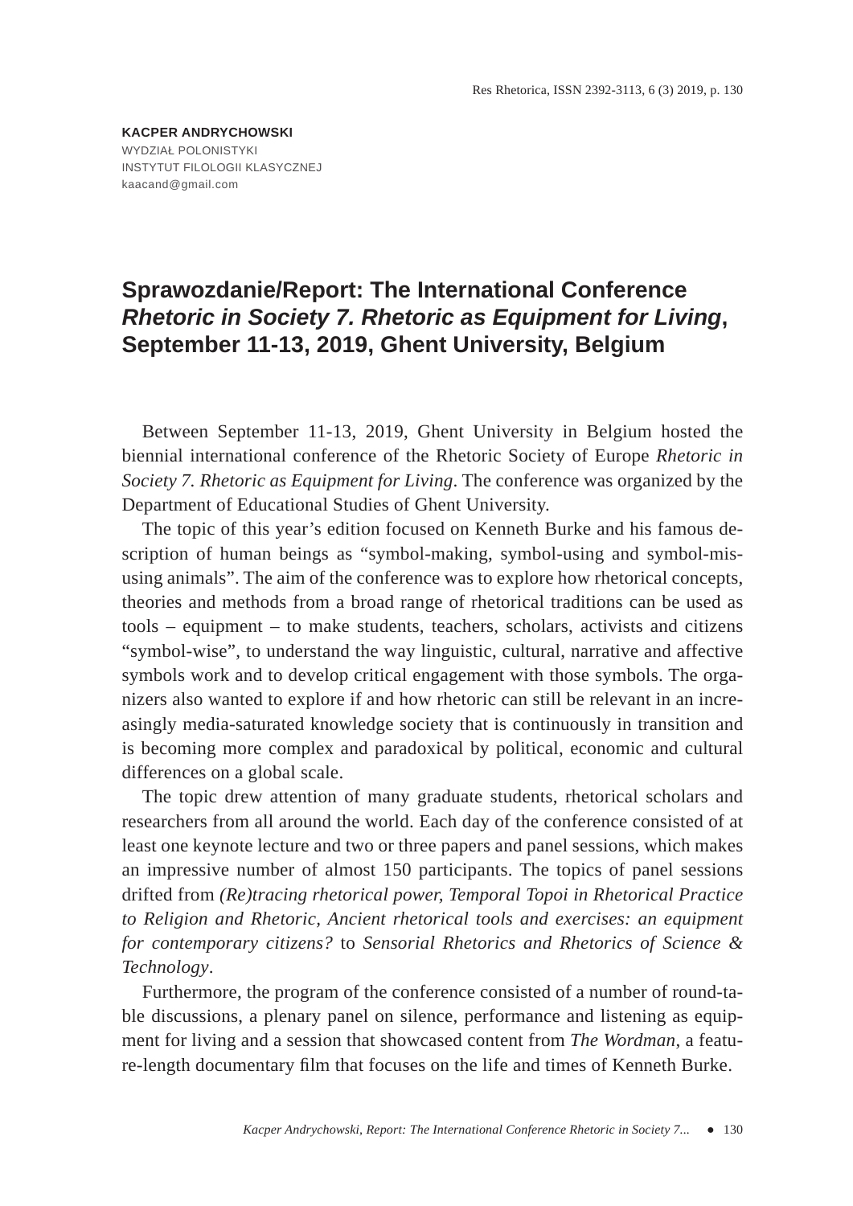**KACPER ANDRYCHOWSKI**
WYDZIAŁ POLONISTYKI
INSTYTUT FILOLOGII KLASYCZNEJ
kaacand@gmail.com

# Sprawozdanie/Report: The International Conference *Rhetoric in Society 7. Rhetoric as Equipment for Living*, September 11-13, 2019, Ghent University, Belgium

Between September 11-13, 2019, Ghent University in Belgium hosted the biennial international conference of the Rhetoric Society of Europe *Rhetoric in Society 7. Rhetoric as Equipment for Living*. The conference was organized by the Department of Educational Studies of Ghent University.

The topic of this year's edition focused on Kenneth Burke and his famous description of human beings as "symbol-making, symbol-using and symbol-misusing animals". The aim of the conference was to explore how rhetorical concepts, theories and methods from a broad range of rhetorical traditions can be used as tools – equipment – to make students, teachers, scholars, activists and citizens "symbol-wise", to understand the way linguistic, cultural, narrative and affective symbols work and to develop critical engagement with those symbols. The organizers also wanted to explore if and how rhetoric can still be relevant in an increasingly media-saturated knowledge society that is continuously in transition and is becoming more complex and paradoxical by political, economic and cultural differences on a global scale.

The topic drew attention of many graduate students, rhetorical scholars and researchers from all around the world. Each day of the conference consisted of at least one keynote lecture and two or three papers and panel sessions, which makes an impressive number of almost 150 participants. The topics of panel sessions drifted from *(Re)tracing rhetorical power, Temporal Topoi in Rhetorical Practice to Religion and Rhetoric, Ancient rhetorical tools and exercises: an equipment for contemporary citizens?* to *Sensorial Rhetorics and Rhetorics of Science & Technology*.

Furthermore, the program of the conference consisted of a number of round-table discussions, a plenary panel on silence, performance and listening as equipment for living and a session that showcased content from *The Wordman*, a feature-length documentary film that focuses on the life and times of Kenneth Burke.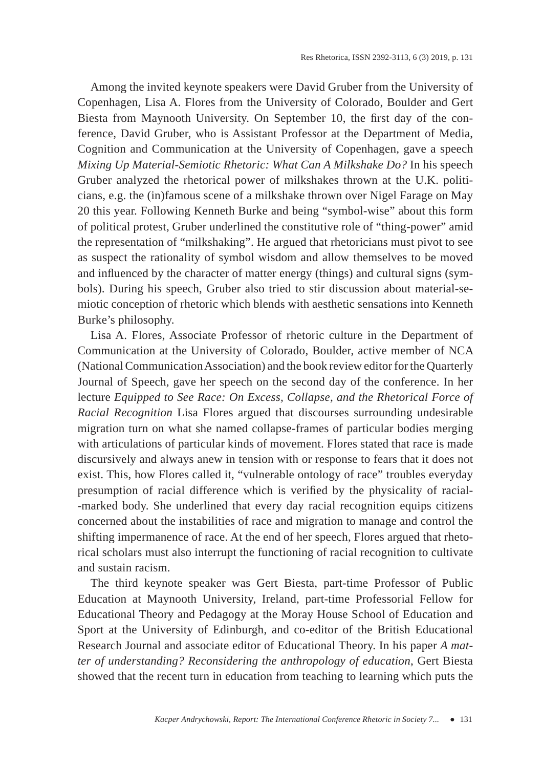Among the invited keynote speakers were David Gruber from the University of Copenhagen, Lisa A. Flores from the University of Colorado, Boulder and Gert Biesta from Maynooth University. On September 10, the first day of the conference, David Gruber, who is Assistant Professor at the Department of Media, Cognition and Communication at the University of Copenhagen, gave a speech *Mixing Up Material-Semiotic Rhetoric: What Can A Milkshake Do?* In his speech Gruber analyzed the rhetorical power of milkshakes thrown at the U.K. politicians, e.g. the (in)famous scene of a milkshake thrown over Nigel Farage on May 20 this year. Following Kenneth Burke and being "symbol-wise" about this form of political protest, Gruber underlined the constitutive role of "thing-power" amid the representation of "milkshaking". He argued that rhetoricians must pivot to see as suspect the rationality of symbol wisdom and allow themselves to be moved and influenced by the character of matter energy (things) and cultural signs (symbols). During his speech, Gruber also tried to stir discussion about material-semiotic conception of rhetoric which blends with aesthetic sensations into Kenneth Burke's philosophy.

Lisa A. Flores, Associate Professor of rhetoric culture in the Department of Communication at the University of Colorado, Boulder, active member of NCA (National Communication Association) and the book review editor for the Quarterly Journal of Speech, gave her speech on the second day of the conference. In her lecture *Equipped to See Race: On Excess, Collapse, and the Rhetorical Force of Racial Recognition* Lisa Flores argued that discourses surrounding undesirable migration turn on what she named collapse-frames of particular bodies merging with articulations of particular kinds of movement. Flores stated that race is made discursively and always anew in tension with or response to fears that it does not exist. This, how Flores called it, "vulnerable ontology of race" troubles everyday presumption of racial difference which is verified by the physicality of racial-marked body. She underlined that every day racial recognition equips citizens concerned about the instabilities of race and migration to manage and control the shifting impermanence of race. At the end of her speech, Flores argued that rhetorical scholars must also interrupt the functioning of racial recognition to cultivate and sustain racism.

The third keynote speaker was Gert Biesta, part-time Professor of Public Education at Maynooth University, Ireland, part-time Professorial Fellow for Educational Theory and Pedagogy at the Moray House School of Education and Sport at the University of Edinburgh, and co-editor of the British Educational Research Journal and associate editor of Educational Theory. In his paper *A matter of understanding? Reconsidering the anthropology of education*, Gert Biesta showed that the recent turn in education from teaching to learning which puts the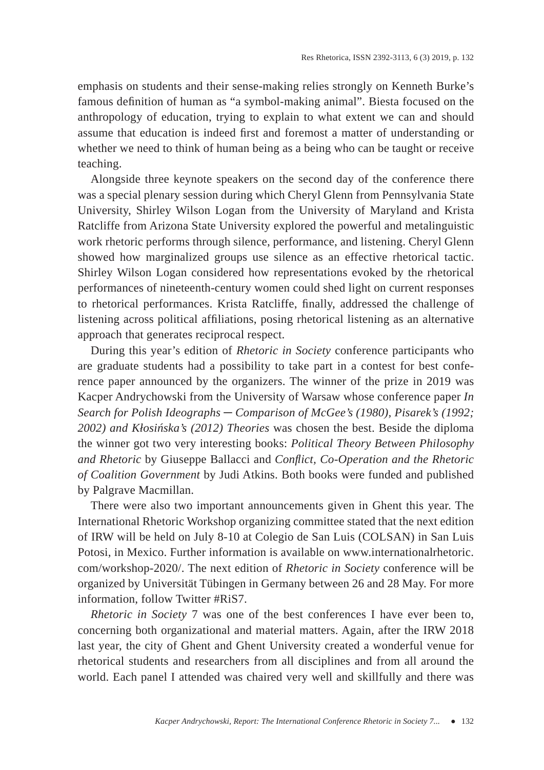emphasis on students and their sense-making relies strongly on Kenneth Burke's famous definition of human as "a symbol-making animal". Biesta focused on the anthropology of education, trying to explain to what extent we can and should assume that education is indeed first and foremost a matter of understanding or whether we need to think of human being as a being who can be taught or receive teaching.

Alongside three keynote speakers on the second day of the conference there was a special plenary session during which Cheryl Glenn from Pennsylvania State University, Shirley Wilson Logan from the University of Maryland and Krista Ratcliffe from Arizona State University explored the powerful and metalinguistic work rhetoric performs through silence, performance, and listening. Cheryl Glenn showed how marginalized groups use silence as an effective rhetorical tactic. Shirley Wilson Logan considered how representations evoked by the rhetorical performances of nineteenth-century women could shed light on current responses to rhetorical performances. Krista Ratcliffe, finally, addressed the challenge of listening across political affiliations, posing rhetorical listening as an alternative approach that generates reciprocal respect.

During this year's edition of *Rhetoric in Society* conference participants who are graduate students had a possibility to take part in a contest for best conference paper announced by the organizers. The winner of the prize in 2019 was Kacper Andrychowski from the University of Warsaw whose conference paper *In Search for Polish Ideographs – Comparison of McGee's (1980), Pisarek's (1992; 2002) and Kłosińska's (2012) Theories* was chosen the best. Beside the diploma the winner got two very interesting books: *Political Theory Between Philosophy and Rhetoric* by Giuseppe Ballacci and *Conflict, Co-Operation and the Rhetoric of Coalition Government* by Judi Atkins. Both books were funded and published by Palgrave Macmillan.

There were also two important announcements given in Ghent this year. The International Rhetoric Workshop organizing committee stated that the next edition of IRW will be held on July 8-10 at Colegio de San Luis (COLSAN) in San Luis Potosi, in Mexico. Further information is available on www.internationalrhetoric.com/workshop-2020/. The next edition of *Rhetoric in Society* conference will be organized by Universität Tübingen in Germany between 26 and 28 May. For more information, follow Twitter #RiS7.

*Rhetoric in Society* 7 was one of the best conferences I have ever been to, concerning both organizational and material matters. Again, after the IRW 2018 last year, the city of Ghent and Ghent University created a wonderful venue for rhetorical students and researchers from all disciplines and from all around the world. Each panel I attended was chaired very well and skillfully and there was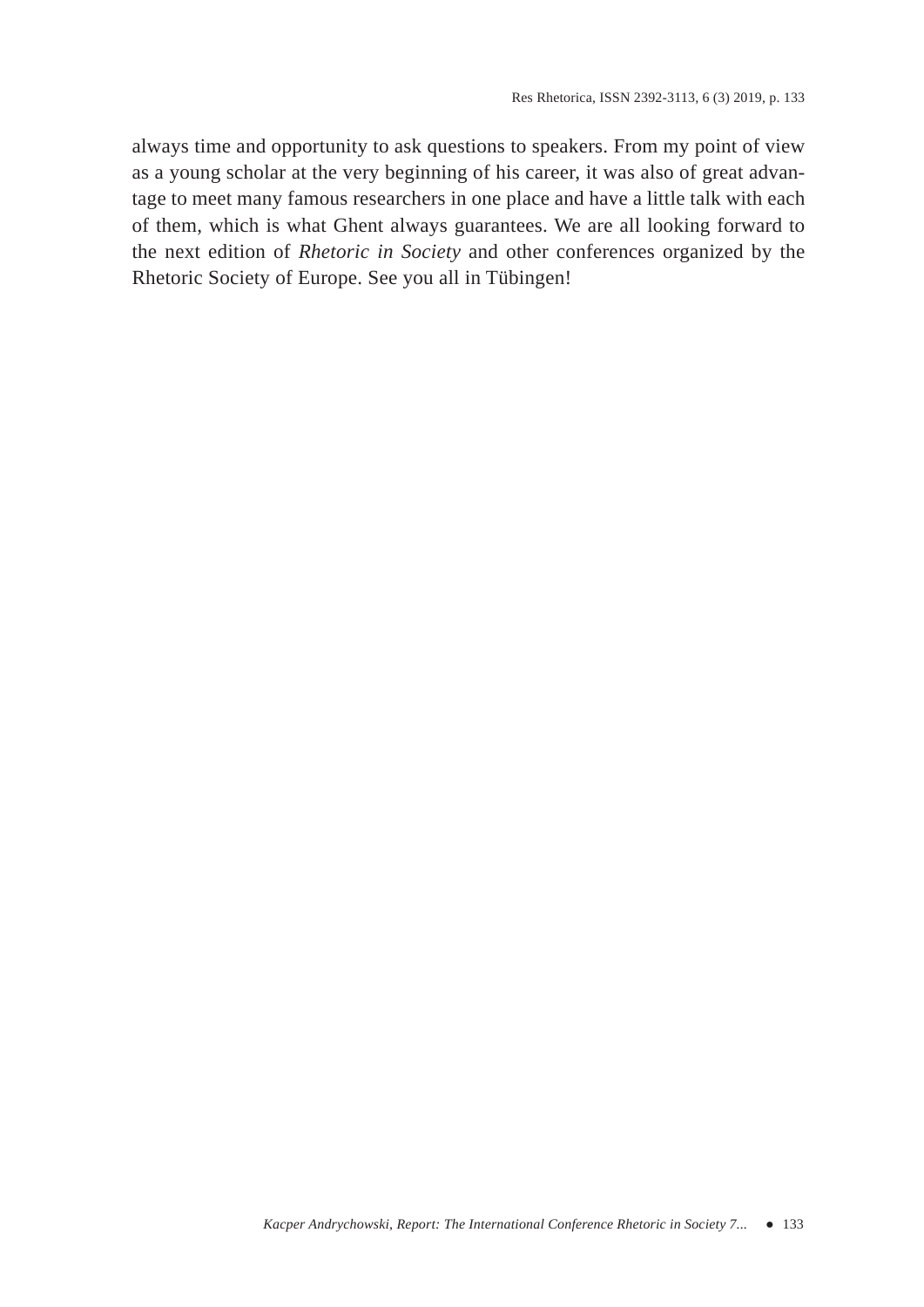always time and opportunity to ask questions to speakers. From my point of view as a young scholar at the very beginning of his career, it was also of great advantage to meet many famous researchers in one place and have a little talk with each of them, which is what Ghent always guarantees. We are all looking forward to the next edition of *Rhetoric in Society* and other conferences organized by the Rhetoric Society of Europe. See you all in Tübingen!